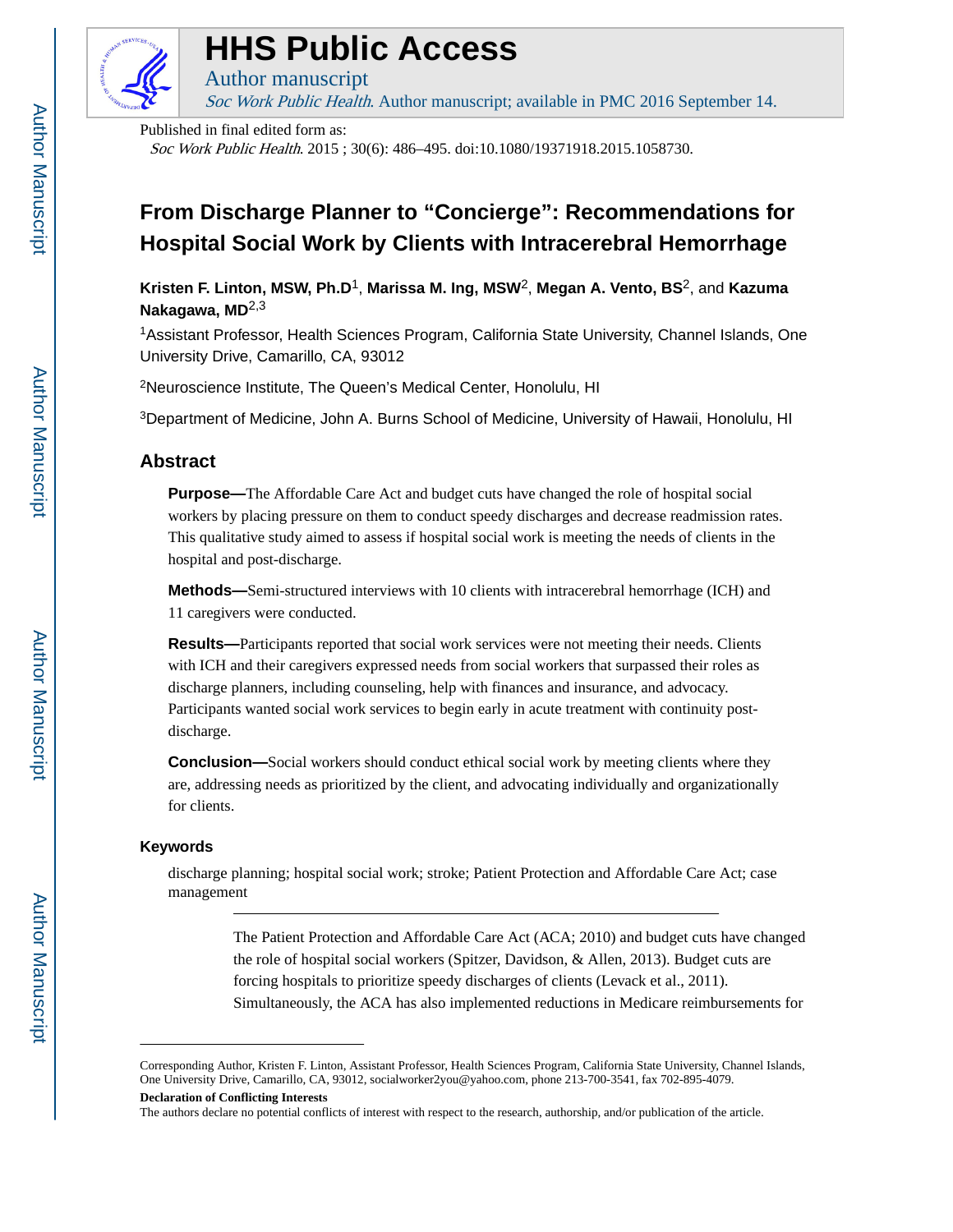# HHS Public Access

Author manuscript

*Soc Work Public Health*. Author manuscript; available in PMC 2016 September 14.

Published in final edited form as:

*Soc Work Public Health*. 2015 ; 30(6): 486–495. doi:10.1080/19371918.2015.1058730.

# From Discharge Planner to "Concierge": Recommendations for Hospital Social Work by Clients with Intracerebral Hemorrhage

**Kristen F. Linton, MSW, Ph.D**[1], **Marissa M. Ing, MSW**[2], **Megan A. Vento, BS**[2], and **Kazuma Nakagawa, MD**[2,3]

[1]Assistant Professor, Health Sciences Program, California State University, Channel Islands, One University Drive, Camarillo, CA, 93012

[2]Neuroscience Institute, The Queen's Medical Center, Honolulu, HI

[3]Department of Medicine, John A. Burns School of Medicine, University of Hawaii, Honolulu, HI

## Abstract

**Purpose—**The Affordable Care Act and budget cuts have changed the role of hospital social workers by placing pressure on them to conduct speedy discharges and decrease readmission rates. This qualitative study aimed to assess if hospital social work is meeting the needs of clients in the hospital and post-discharge.

**Methods—**Semi-structured interviews with 10 clients with intracerebral hemorrhage (ICH) and 11 caregivers were conducted.

**Results—**Participants reported that social work services were not meeting their needs. Clients with ICH and their caregivers expressed needs from social workers that surpassed their roles as discharge planners, including counseling, help with finances and insurance, and advocacy. Participants wanted social work services to begin early in acute treatment with continuity post-discharge.

**Conclusion—**Social workers should conduct ethical social work by meeting clients where they are, addressing needs as prioritized by the client, and advocating individually and organizationally for clients.

### Keywords

discharge planning; hospital social work; stroke; Patient Protection and Affordable Care Act; case management

---

The Patient Protection and Affordable Care Act (ACA; 2010) and budget cuts have changed the role of hospital social workers (Spitzer, Davidson, & Allen, 2013). Budget cuts are forcing hospitals to prioritize speedy discharges of clients (Levack et al., 2011). Simultaneously, the ACA has also implemented reductions in Medicare reimbursements for

---

Corresponding Author, Kristen F. Linton, Assistant Professor, Health Sciences Program, California State University, Channel Islands, One University Drive, Camarillo, CA, 93012, socialworker2you@yahoo.com, phone 213-700-3541, fax 702-895-4079.

**Declaration of Conflicting Interests**

The authors declare no potential conflicts of interest with respect to the research, authorship, and/or publication of the article.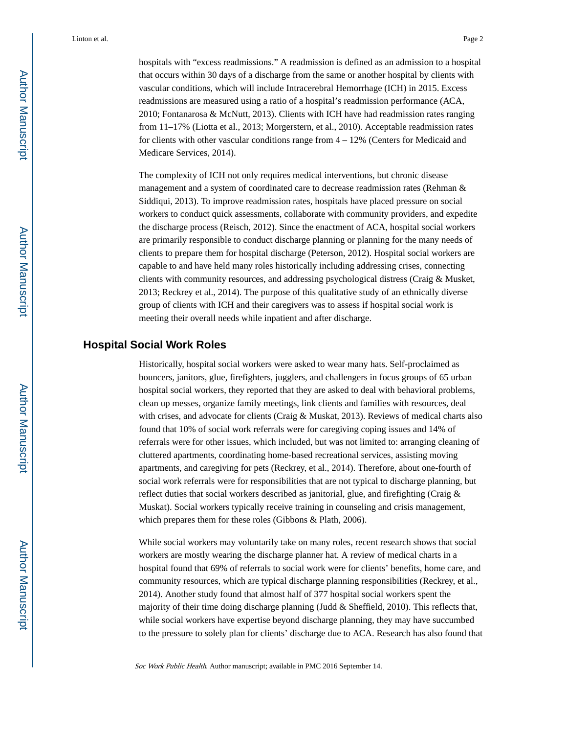hospitals with "excess readmissions." A readmission is defined as an admission to a hospital that occurs within 30 days of a discharge from the same or another hospital by clients with vascular conditions, which will include Intracerebral Hemorrhage (ICH) in 2015. Excess readmissions are measured using a ratio of a hospital's readmission performance (ACA, 2010; Fontanarosa & McNutt, 2013). Clients with ICH have had readmission rates ranging from 11–17% (Liotta et al., 2013; Morgerstern, et al., 2010). Acceptable readmission rates for clients with other vascular conditions range from 4 – 12% (Centers for Medicaid and Medicare Services, 2014).

The complexity of ICH not only requires medical interventions, but chronic disease management and a system of coordinated care to decrease readmission rates (Rehman & Siddiqui, 2013). To improve readmission rates, hospitals have placed pressure on social workers to conduct quick assessments, collaborate with community providers, and expedite the discharge process (Reisch, 2012). Since the enactment of ACA, hospital social workers are primarily responsible to conduct discharge planning or planning for the many needs of clients to prepare them for hospital discharge (Peterson, 2012). Hospital social workers are capable to and have held many roles historically including addressing crises, connecting clients with community resources, and addressing psychological distress (Craig & Musket, 2013; Reckrey et al., 2014). The purpose of this qualitative study of an ethnically diverse group of clients with ICH and their caregivers was to assess if hospital social work is meeting their overall needs while inpatient and after discharge.

## Hospital Social Work Roles

Historically, hospital social workers were asked to wear many hats. Self-proclaimed as bouncers, janitors, glue, firefighters, jugglers, and challengers in focus groups of 65 urban hospital social workers, they reported that they are asked to deal with behavioral problems, clean up messes, organize family meetings, link clients and families with resources, deal with crises, and advocate for clients (Craig & Muskat, 2013). Reviews of medical charts also found that 10% of social work referrals were for caregiving coping issues and 14% of referrals were for other issues, which included, but was not limited to: arranging cleaning of cluttered apartments, coordinating home-based recreational services, assisting moving apartments, and caregiving for pets (Reckrey, et al., 2014). Therefore, about one-fourth of social work referrals were for responsibilities that are not typical to discharge planning, but reflect duties that social workers described as janitorial, glue, and firefighting (Craig & Muskat). Social workers typically receive training in counseling and crisis management, which prepares them for these roles (Gibbons & Plath, 2006).

While social workers may voluntarily take on many roles, recent research shows that social workers are mostly wearing the discharge planner hat. A review of medical charts in a hospital found that 69% of referrals to social work were for clients' benefits, home care, and community resources, which are typical discharge planning responsibilities (Reckrey, et al., 2014). Another study found that almost half of 377 hospital social workers spent the majority of their time doing discharge planning (Judd & Sheffield, 2010). This reflects that, while social workers have expertise beyond discharge planning, they may have succumbed to the pressure to solely plan for clients' discharge due to ACA. Research has also found that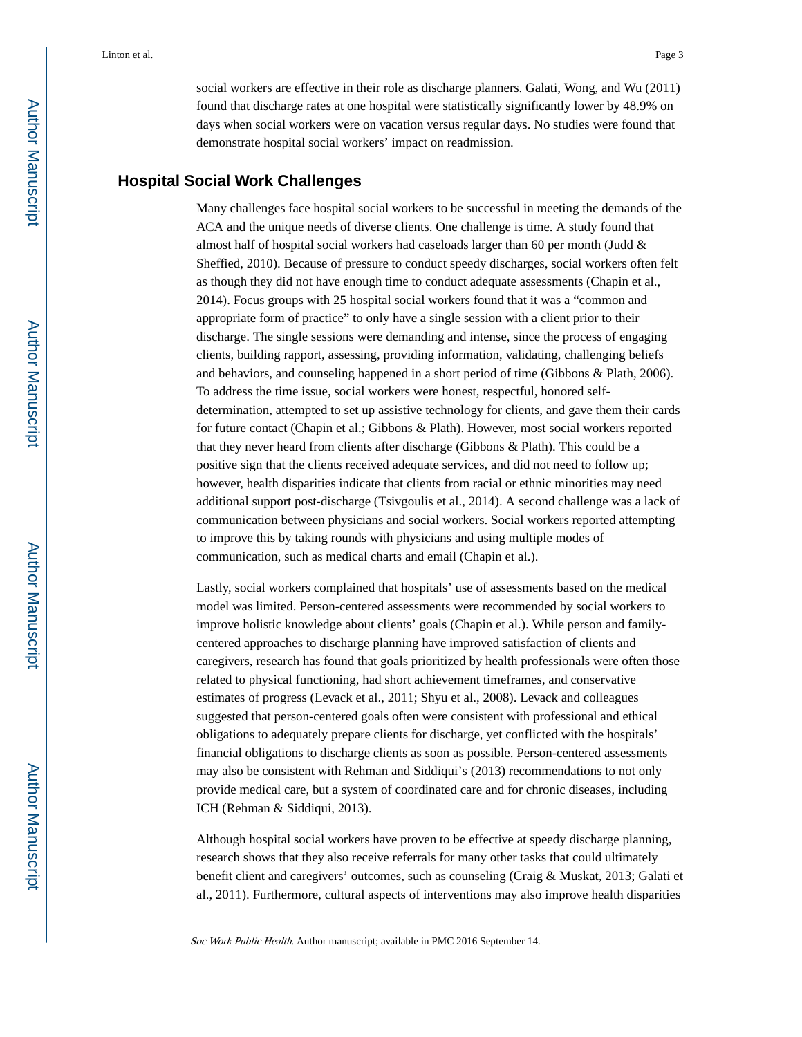social workers are effective in their role as discharge planners. Galati, Wong, and Wu (2011) found that discharge rates at one hospital were statistically significantly lower by 48.9% on days when social workers were on vacation versus regular days. No studies were found that demonstrate hospital social workers' impact on readmission.

## Hospital Social Work Challenges

Many challenges face hospital social workers to be successful in meeting the demands of the ACA and the unique needs of diverse clients. One challenge is time. A study found that almost half of hospital social workers had caseloads larger than 60 per month (Judd & Sheffied, 2010). Because of pressure to conduct speedy discharges, social workers often felt as though they did not have enough time to conduct adequate assessments (Chapin et al., 2014). Focus groups with 25 hospital social workers found that it was a "common and appropriate form of practice" to only have a single session with a client prior to their discharge. The single sessions were demanding and intense, since the process of engaging clients, building rapport, assessing, providing information, validating, challenging beliefs and behaviors, and counseling happened in a short period of time (Gibbons & Plath, 2006). To address the time issue, social workers were honest, respectful, honored self-determination, attempted to set up assistive technology for clients, and gave them their cards for future contact (Chapin et al.; Gibbons & Plath). However, most social workers reported that they never heard from clients after discharge (Gibbons & Plath). This could be a positive sign that the clients received adequate services, and did not need to follow up; however, health disparities indicate that clients from racial or ethnic minorities may need additional support post-discharge (Tsivgoulis et al., 2014). A second challenge was a lack of communication between physicians and social workers. Social workers reported attempting to improve this by taking rounds with physicians and using multiple modes of communication, such as medical charts and email (Chapin et al.).

Lastly, social workers complained that hospitals' use of assessments based on the medical model was limited. Person-centered assessments were recommended by social workers to improve holistic knowledge about clients' goals (Chapin et al.). While person and family-centered approaches to discharge planning have improved satisfaction of clients and caregivers, research has found that goals prioritized by health professionals were often those related to physical functioning, had short achievement timeframes, and conservative estimates of progress (Levack et al., 2011; Shyu et al., 2008). Levack and colleagues suggested that person-centered goals often were consistent with professional and ethical obligations to adequately prepare clients for discharge, yet conflicted with the hospitals' financial obligations to discharge clients as soon as possible. Person-centered assessments may also be consistent with Rehman and Siddiqui's (2013) recommendations to not only provide medical care, but a system of coordinated care and for chronic diseases, including ICH (Rehman & Siddiqui, 2013).

Although hospital social workers have proven to be effective at speedy discharge planning, research shows that they also receive referrals for many other tasks that could ultimately benefit client and caregivers' outcomes, such as counseling (Craig & Muskat, 2013; Galati et al., 2011). Furthermore, cultural aspects of interventions may also improve health disparities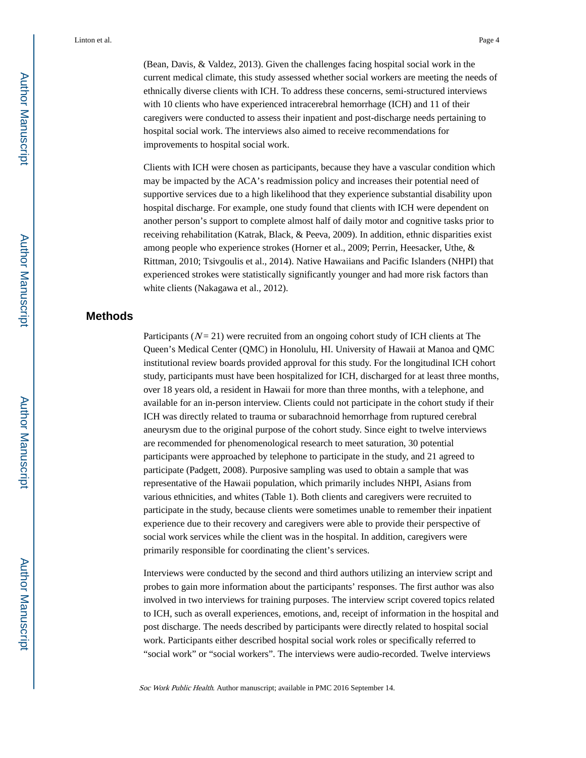(Bean, Davis, & Valdez, 2013). Given the challenges facing hospital social work in the current medical climate, this study assessed whether social workers are meeting the needs of ethnically diverse clients with ICH. To address these concerns, semi-structured interviews with 10 clients who have experienced intracerebral hemorrhage (ICH) and 11 of their caregivers were conducted to assess their inpatient and post-discharge needs pertaining to hospital social work. The interviews also aimed to receive recommendations for improvements to hospital social work.

Clients with ICH were chosen as participants, because they have a vascular condition which may be impacted by the ACA's readmission policy and increases their potential need of supportive services due to a high likelihood that they experience substantial disability upon hospital discharge. For example, one study found that clients with ICH were dependent on another person's support to complete almost half of daily motor and cognitive tasks prior to receiving rehabilitation (Katrak, Black, & Peeva, 2009). In addition, ethnic disparities exist among people who experience strokes (Horner et al., 2009; Perrin, Heesacker, Uthe, & Rittman, 2010; Tsivgoulis et al., 2014). Native Hawaiians and Pacific Islanders (NHPI) that experienced strokes were statistically significantly younger and had more risk factors than white clients (Nakagawa et al., 2012).

## Methods

Participants ($N = 21$) were recruited from an ongoing cohort study of ICH clients at The Queen's Medical Center (QMC) in Honolulu, HI. University of Hawaii at Manoa and QMC institutional review boards provided approval for this study. For the longitudinal ICH cohort study, participants must have been hospitalized for ICH, discharged for at least three months, over 18 years old, a resident in Hawaii for more than three months, with a telephone, and available for an in-person interview. Clients could not participate in the cohort study if their ICH was directly related to trauma or subarachnoid hemorrhage from ruptured cerebral aneurysm due to the original purpose of the cohort study. Since eight to twelve interviews are recommended for phenomenological research to meet saturation, 30 potential participants were approached by telephone to participate in the study, and 21 agreed to participate (Padgett, 2008). Purposive sampling was used to obtain a sample that was representative of the Hawaii population, which primarily includes NHPI, Asians from various ethnicities, and whites (Table 1). Both clients and caregivers were recruited to participate in the study, because clients were sometimes unable to remember their inpatient experience due to their recovery and caregivers were able to provide their perspective of social work services while the client was in the hospital. In addition, caregivers were primarily responsible for coordinating the client's services.

Interviews were conducted by the second and third authors utilizing an interview script and probes to gain more information about the participants' responses. The first author was also involved in two interviews for training purposes. The interview script covered topics related to ICH, such as overall experiences, emotions, and, receipt of information in the hospital and post discharge. The needs described by participants were directly related to hospital social work. Participants either described hospital social work roles or specifically referred to "social work" or "social workers". The interviews were audio-recorded. Twelve interviews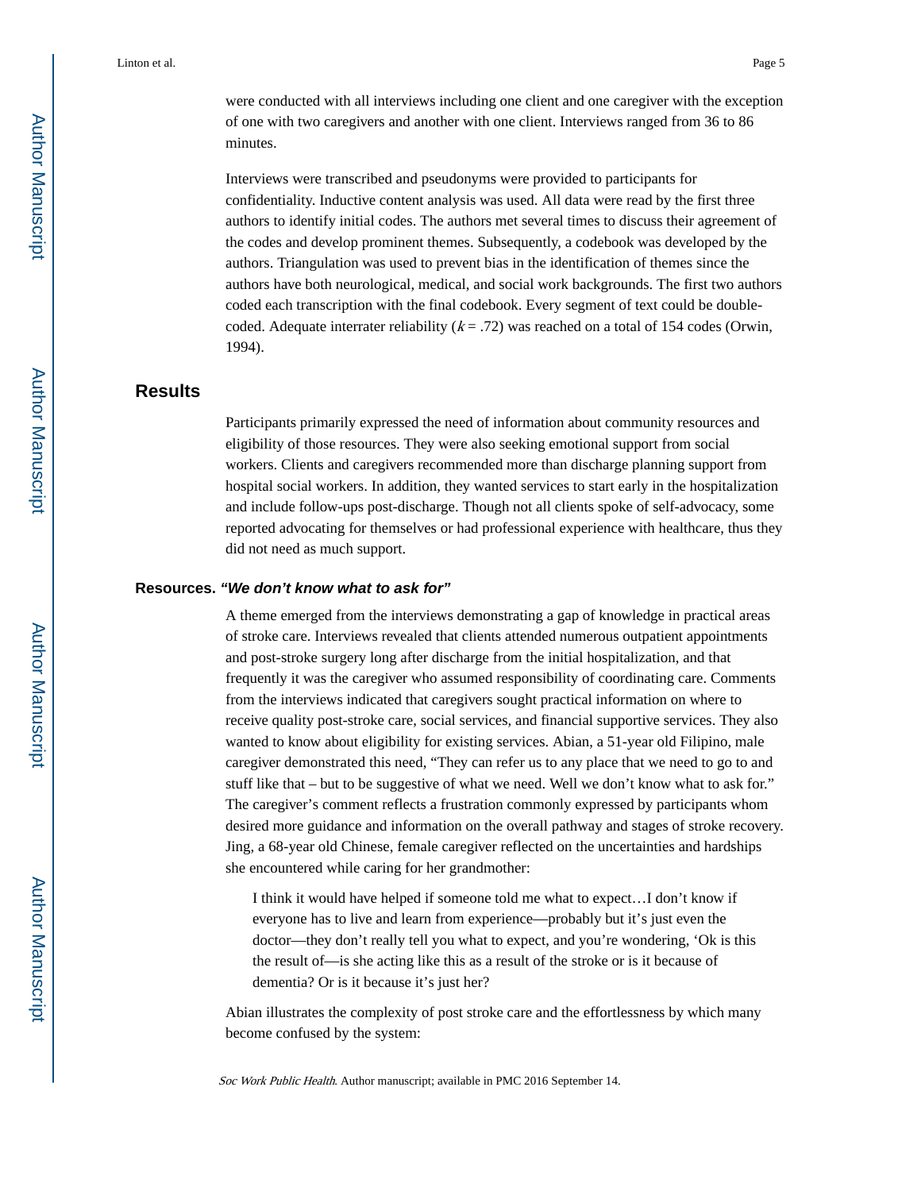were conducted with all interviews including one client and one caregiver with the exception of one with two caregivers and another with one client. Interviews ranged from 36 to 86 minutes.

Interviews were transcribed and pseudonyms were provided to participants for confidentiality. Inductive content analysis was used. All data were read by the first three authors to identify initial codes. The authors met several times to discuss their agreement of the codes and develop prominent themes. Subsequently, a codebook was developed by the authors. Triangulation was used to prevent bias in the identification of themes since the authors have both neurological, medical, and social work backgrounds. The first two authors coded each transcription with the final codebook. Every segment of text could be double-coded. Adequate interrater reliability ($k = .72$) was reached on a total of 154 codes (Orwin, 1994).

## Results

Participants primarily expressed the need of information about community resources and eligibility of those resources. They were also seeking emotional support from social workers. Clients and caregivers recommended more than discharge planning support from hospital social workers. In addition, they wanted services to start early in the hospitalization and include follow-ups post-discharge. Though not all clients spoke of self-advocacy, some reported advocating for themselves or had professional experience with healthcare, thus they did not need as much support.

### Resources. *"We don't know what to ask for"*

A theme emerged from the interviews demonstrating a gap of knowledge in practical areas of stroke care. Interviews revealed that clients attended numerous outpatient appointments and post-stroke surgery long after discharge from the initial hospitalization, and that frequently it was the caregiver who assumed responsibility of coordinating care. Comments from the interviews indicated that caregivers sought practical information on where to receive quality post-stroke care, social services, and financial supportive services. They also wanted to know about eligibility for existing services. Abian, a 51-year old Filipino, male caregiver demonstrated this need, "They can refer us to any place that we need to go to and stuff like that – but to be suggestive of what we need. Well we don't know what to ask for." The caregiver's comment reflects a frustration commonly expressed by participants whom desired more guidance and information on the overall pathway and stages of stroke recovery. Jing, a 68-year old Chinese, female caregiver reflected on the uncertainties and hardships she encountered while caring for her grandmother:

> I think it would have helped if someone told me what to expect…I don't know if everyone has to live and learn from experience—probably but it's just even the doctor—they don't really tell you what to expect, and you're wondering, 'Ok is this the result of—is she acting like this as a result of the stroke or is it because of dementia? Or is it because it's just her?

Abian illustrates the complexity of post stroke care and the effortlessness by which many become confused by the system: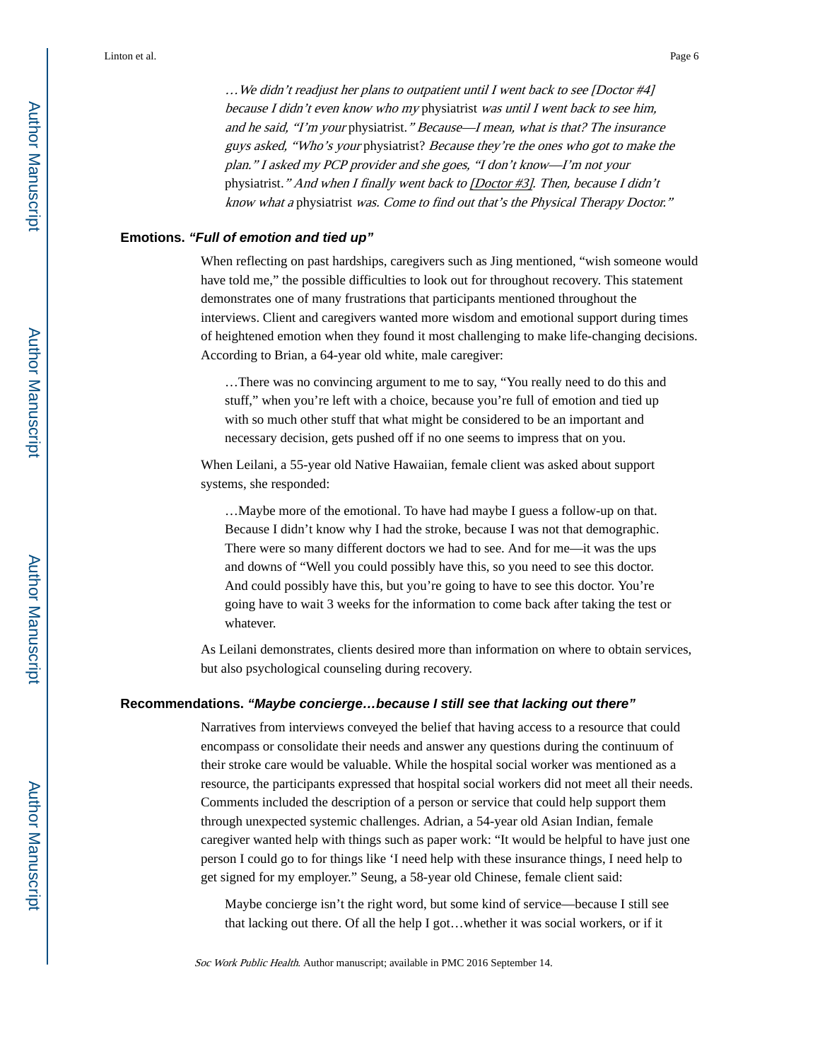*…We didn't readjust her plans to outpatient until I went back to see [Doctor #4] because I didn't even know who my* physiatrist *was until I went back to see him, and he said, "I'm your* physiatrist.*" Because—I mean, what is that? The insurance guys asked, "Who's your* physiatrist? *Because they're the ones who got to make the plan." I asked my PCP provider and she goes, "I don't know—I'm not your* physiatrist.*" And when I finally went back to [Doctor #3]. Then, because I didn't know what a* physiatrist *was. Come to find out that's the Physical Therapy Doctor."*

### Emotions. *"Full of emotion and tied up"*

When reflecting on past hardships, caregivers such as Jing mentioned, "wish someone would have told me," the possible difficulties to look out for throughout recovery. This statement demonstrates one of many frustrations that participants mentioned throughout the interviews. Client and caregivers wanted more wisdom and emotional support during times of heightened emotion when they found it most challenging to make life-changing decisions. According to Brian, a 64-year old white, male caregiver:

> …There was no convincing argument to me to say, "You really need to do this and stuff," when you're left with a choice, because you're full of emotion and tied up with so much other stuff that what might be considered to be an important and necessary decision, gets pushed off if no one seems to impress that on you.

When Leilani, a 55-year old Native Hawaiian, female client was asked about support systems, she responded:

> …Maybe more of the emotional. To have had maybe I guess a follow-up on that. Because I didn't know why I had the stroke, because I was not that demographic. There were so many different doctors we had to see. And for me—it was the ups and downs of "Well you could possibly have this, so you need to see this doctor. And could possibly have this, but you're going to have to see this doctor. You're going have to wait 3 weeks for the information to come back after taking the test or whatever.

As Leilani demonstrates, clients desired more than information on where to obtain services, but also psychological counseling during recovery.

### Recommendations. *"Maybe concierge…because I still see that lacking out there"*

Narratives from interviews conveyed the belief that having access to a resource that could encompass or consolidate their needs and answer any questions during the continuum of their stroke care would be valuable. While the hospital social worker was mentioned as a resource, the participants expressed that hospital social workers did not meet all their needs. Comments included the description of a person or service that could help support them through unexpected systemic challenges. Adrian, a 54-year old Asian Indian, female caregiver wanted help with things such as paper work: "It would be helpful to have just one person I could go to for things like 'I need help with these insurance things, I need help to get signed for my employer." Seung, a 58-year old Chinese, female client said:

> Maybe concierge isn't the right word, but some kind of service—because I still see that lacking out there. Of all the help I got…whether it was social workers, or if it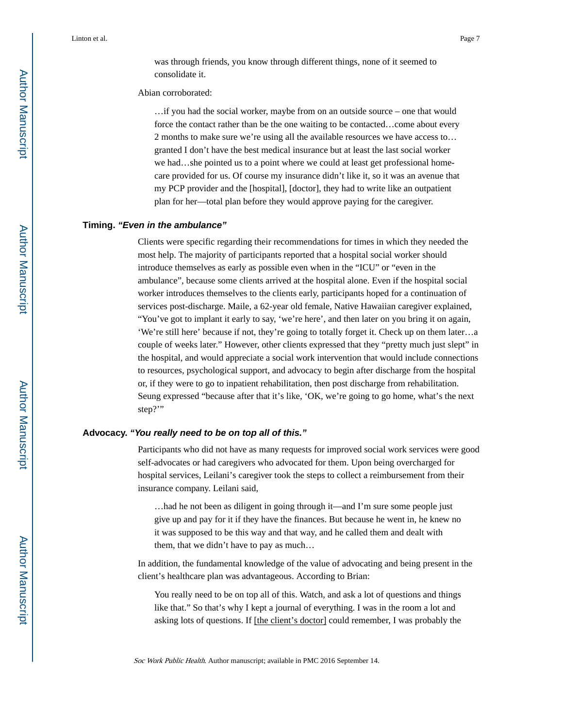> was through friends, you know through different things, none of it seemed to consolidate it.

Abian corroborated:

> …if you had the social worker, maybe from on an outside source – one that would force the contact rather than be the one waiting to be contacted…come about every 2 months to make sure we're using all the available resources we have access to… granted I don't have the best medical insurance but at least the last social worker we had…she pointed us to a point where we could at least get professional home-care provided for us. Of course my insurance didn't like it, so it was an avenue that my PCP provider and the [hospital], [doctor], they had to write like an outpatient plan for her—total plan before they would approve paying for the caregiver.

### Timing. *"Even in the ambulance"*

Clients were specific regarding their recommendations for times in which they needed the most help. The majority of participants reported that a hospital social worker should introduce themselves as early as possible even when in the "ICU" or "even in the ambulance", because some clients arrived at the hospital alone. Even if the hospital social worker introduces themselves to the clients early, participants hoped for a continuation of services post-discharge. Maile, a 62-year old female, Native Hawaiian caregiver explained, "You've got to implant it early to say, 'we're here', and then later on you bring it on again, 'We're still here' because if not, they're going to totally forget it. Check up on them later…a couple of weeks later." However, other clients expressed that they "pretty much just slept" in the hospital, and would appreciate a social work intervention that would include connections to resources, psychological support, and advocacy to begin after discharge from the hospital or, if they were to go to inpatient rehabilitation, then post discharge from rehabilitation. Seung expressed "because after that it's like, 'OK, we're going to go home, what's the next step?'"

### Advocacy. *"You really need to be on top all of this."*

Participants who did not have as many requests for improved social work services were good self-advocates or had caregivers who advocated for them. Upon being overcharged for hospital services, Leilani's caregiver took the steps to collect a reimbursement from their insurance company. Leilani said,

> …had he not been as diligent in going through it—and I'm sure some people just give up and pay for it if they have the finances. But because he went in, he knew no it was supposed to be this way and that way, and he called them and dealt with them, that we didn't have to pay as much…

In addition, the fundamental knowledge of the value of advocating and being present in the client's healthcare plan was advantageous. According to Brian:

> You really need to be on top all of this. Watch, and ask a lot of questions and things like that." So that's why I kept a journal of everything. I was in the room a lot and asking lots of questions. If [the client's doctor] could remember, I was probably the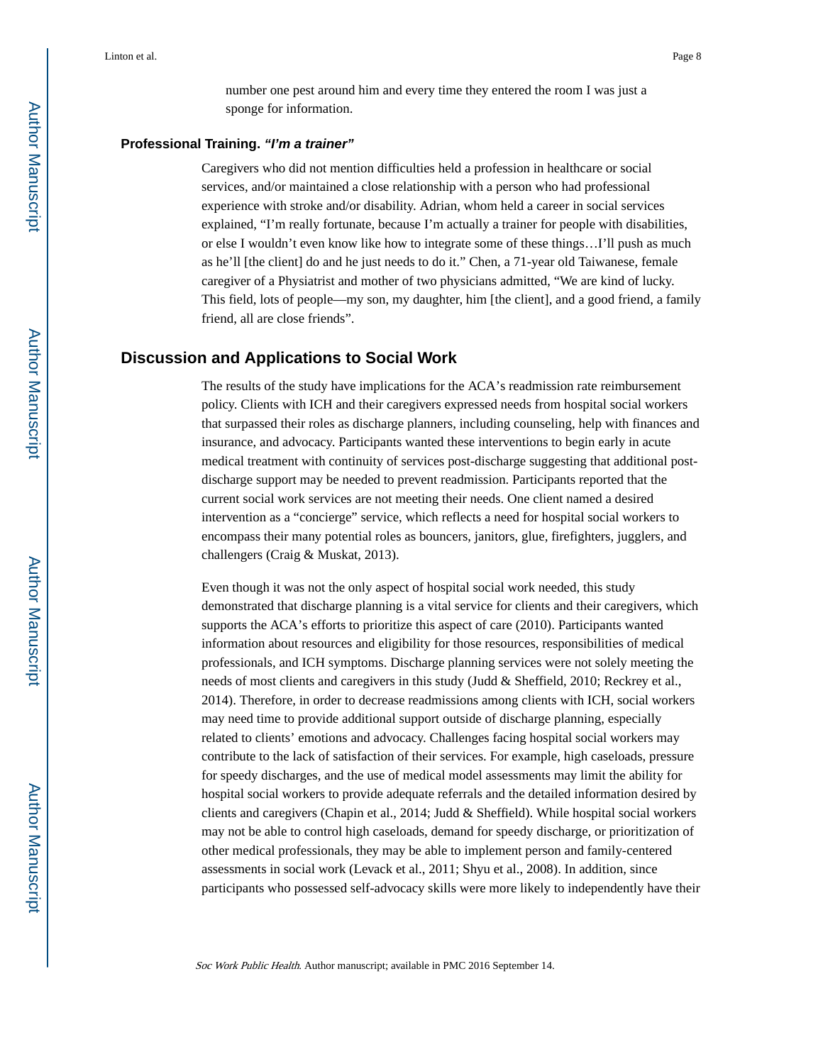number one pest around him and every time they entered the room I was just a sponge for information.

### Professional Training. *"I'm a trainer"*

Caregivers who did not mention difficulties held a profession in healthcare or social services, and/or maintained a close relationship with a person who had professional experience with stroke and/or disability. Adrian, whom held a career in social services explained, "I'm really fortunate, because I'm actually a trainer for people with disabilities, or else I wouldn't even know like how to integrate some of these things…I'll push as much as he'll [the client] do and he just needs to do it." Chen, a 71-year old Taiwanese, female caregiver of a Physiatrist and mother of two physicians admitted, "We are kind of lucky. This field, lots of people—my son, my daughter, him [the client], and a good friend, a family friend, all are close friends".

## Discussion and Applications to Social Work

The results of the study have implications for the ACA's readmission rate reimbursement policy. Clients with ICH and their caregivers expressed needs from hospital social workers that surpassed their roles as discharge planners, including counseling, help with finances and insurance, and advocacy. Participants wanted these interventions to begin early in acute medical treatment with continuity of services post-discharge suggesting that additional post-discharge support may be needed to prevent readmission. Participants reported that the current social work services are not meeting their needs. One client named a desired intervention as a "concierge" service, which reflects a need for hospital social workers to encompass their many potential roles as bouncers, janitors, glue, firefighters, jugglers, and challengers (Craig & Muskat, 2013).

Even though it was not the only aspect of hospital social work needed, this study demonstrated that discharge planning is a vital service for clients and their caregivers, which supports the ACA's efforts to prioritize this aspect of care (2010). Participants wanted information about resources and eligibility for those resources, responsibilities of medical professionals, and ICH symptoms. Discharge planning services were not solely meeting the needs of most clients and caregivers in this study (Judd & Sheffield, 2010; Reckrey et al., 2014). Therefore, in order to decrease readmissions among clients with ICH, social workers may need time to provide additional support outside of discharge planning, especially related to clients' emotions and advocacy. Challenges facing hospital social workers may contribute to the lack of satisfaction of their services. For example, high caseloads, pressure for speedy discharges, and the use of medical model assessments may limit the ability for hospital social workers to provide adequate referrals and the detailed information desired by clients and caregivers (Chapin et al., 2014; Judd & Sheffield). While hospital social workers may not be able to control high caseloads, demand for speedy discharge, or prioritization of other medical professionals, they may be able to implement person and family-centered assessments in social work (Levack et al., 2011; Shyu et al., 2008). In addition, since participants who possessed self-advocacy skills were more likely to independently have their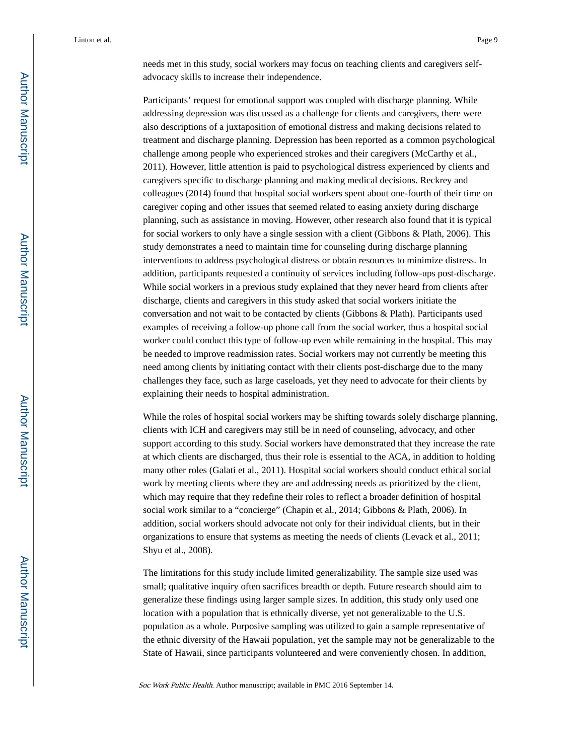needs met in this study, social workers may focus on teaching clients and caregivers self-advocacy skills to increase their independence.

Participants' request for emotional support was coupled with discharge planning. While addressing depression was discussed as a challenge for clients and caregivers, there were also descriptions of a juxtaposition of emotional distress and making decisions related to treatment and discharge planning. Depression has been reported as a common psychological challenge among people who experienced strokes and their caregivers (McCarthy et al., 2011). However, little attention is paid to psychological distress experienced by clients and caregivers specific to discharge planning and making medical decisions. Reckrey and colleagues (2014) found that hospital social workers spent about one-fourth of their time on caregiver coping and other issues that seemed related to easing anxiety during discharge planning, such as assistance in moving. However, other research also found that it is typical for social workers to only have a single session with a client (Gibbons & Plath, 2006). This study demonstrates a need to maintain time for counseling during discharge planning interventions to address psychological distress or obtain resources to minimize distress. In addition, participants requested a continuity of services including follow-ups post-discharge. While social workers in a previous study explained that they never heard from clients after discharge, clients and caregivers in this study asked that social workers initiate the conversation and not wait to be contacted by clients (Gibbons & Plath). Participants used examples of receiving a follow-up phone call from the social worker, thus a hospital social worker could conduct this type of follow-up even while remaining in the hospital. This may be needed to improve readmission rates. Social workers may not currently be meeting this need among clients by initiating contact with their clients post-discharge due to the many challenges they face, such as large caseloads, yet they need to advocate for their clients by explaining their needs to hospital administration.

While the roles of hospital social workers may be shifting towards solely discharge planning, clients with ICH and caregivers may still be in need of counseling, advocacy, and other support according to this study. Social workers have demonstrated that they increase the rate at which clients are discharged, thus their role is essential to the ACA, in addition to holding many other roles (Galati et al., 2011). Hospital social workers should conduct ethical social work by meeting clients where they are and addressing needs as prioritized by the client, which may require that they redefine their roles to reflect a broader definition of hospital social work similar to a "concierge" (Chapin et al., 2014; Gibbons & Plath, 2006). In addition, social workers should advocate not only for their individual clients, but in their organizations to ensure that systems as meeting the needs of clients (Levack et al., 2011; Shyu et al., 2008).

The limitations for this study include limited generalizability. The sample size used was small; qualitative inquiry often sacrifices breadth or depth. Future research should aim to generalize these findings using larger sample sizes. In addition, this study only used one location with a population that is ethnically diverse, yet not generalizable to the U.S. population as a whole. Purposive sampling was utilized to gain a sample representative of the ethnic diversity of the Hawaii population, yet the sample may not be generalizable to the State of Hawaii, since participants volunteered and were conveniently chosen. In addition,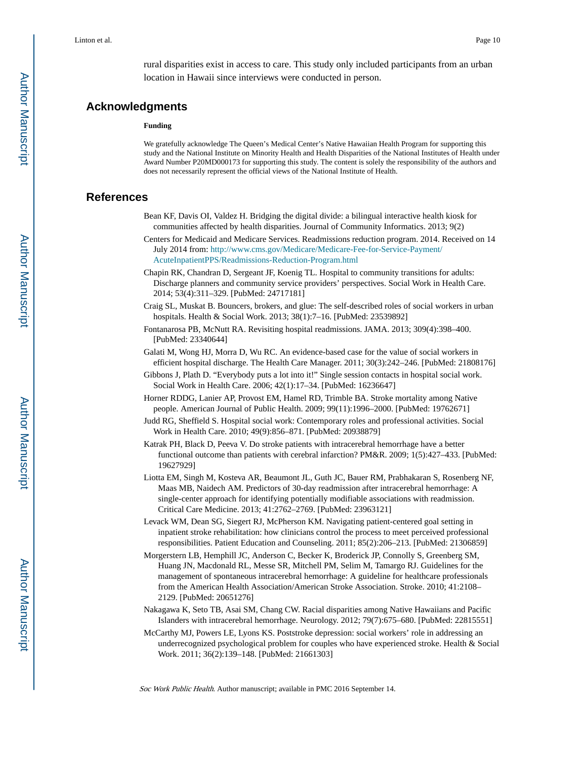rural disparities exist in access to care. This study only included participants from an urban location in Hawaii since interviews were conducted in person.

## Acknowledgments

### Funding

We gratefully acknowledge The Queen's Medical Center's Native Hawaiian Health Program for supporting this study and the National Institute on Minority Health and Health Disparities of the National Institutes of Health under Award Number P20MD000173 for supporting this study. The content is solely the responsibility of the authors and does not necessarily represent the official views of the National Institute of Health.

## References

Bean KF, Davis OI, Valdez H. Bridging the digital divide: a bilingual interactive health kiosk for communities affected by health disparities. Journal of Community Informatics. 2013; 9(2)

Centers for Medicaid and Medicare Services. Readmissions reduction program. 2014. Received on 14 July 2014 from: http://www.cms.gov/Medicare/Medicare-Fee-for-Service-Payment/AcuteInpatientPPS/Readmissions-Reduction-Program.html

Chapin RK, Chandran D, Sergeant JF, Koenig TL. Hospital to community transitions for adults: Discharge planners and community service providers' perspectives. Social Work in Health Care. 2014; 53(4):311–329. [PubMed: 24717181]

Craig SL, Muskat B. Bouncers, brokers, and glue: The self-described roles of social workers in urban hospitals. Health & Social Work. 2013; 38(1):7–16. [PubMed: 23539892]

Fontanarosa PB, McNutt RA. Revisiting hospital readmissions. JAMA. 2013; 309(4):398–400. [PubMed: 23340644]

Galati M, Wong HJ, Morra D, Wu RC. An evidence-based case for the value of social workers in efficient hospital discharge. The Health Care Manager. 2011; 30(3):242–246. [PubMed: 21808176]

Gibbons J, Plath D. "Everybody puts a lot into it!" Single session contacts in hospital social work. Social Work in Health Care. 2006; 42(1):17–34. [PubMed: 16236647]

Horner RDDG, Lanier AP, Provost EM, Hamel RD, Trimble BA. Stroke mortality among Native people. American Journal of Public Health. 2009; 99(11):1996–2000. [PubMed: 19762671]

Judd RG, Sheffield S. Hospital social work: Contemporary roles and professional activities. Social Work in Health Care. 2010; 49(9):856–871. [PubMed: 20938879]

Katrak PH, Black D, Peeva V. Do stroke patients with intracerebral hemorrhage have a better functional outcome than patients with cerebral infarction? PM&R. 2009; 1(5):427–433. [PubMed: 19627929]

Liotta EM, Singh M, Kosteva AR, Beaumont JL, Guth JC, Bauer RM, Prabhakaran S, Rosenberg NF, Maas MB, Naidech AM. Predictors of 30-day readmission after intracerebral hemorrhage: A single-center approach for identifying potentially modifiable associations with readmission. Critical Care Medicine. 2013; 41:2762–2769. [PubMed: 23963121]

Levack WM, Dean SG, Siegert RJ, McPherson KM. Navigating patient-centered goal setting in inpatient stroke rehabilitation: how clinicians control the process to meet perceived professional responsibilities. Patient Education and Counseling. 2011; 85(2):206–213. [PubMed: 21306859]

Morgerstern LB, Hemphill JC, Anderson C, Becker K, Broderick JP, Connolly S, Greenberg SM, Huang JN, Macdonald RL, Messe SR, Mitchell PM, Selim M, Tamargo RJ. Guidelines for the management of spontaneous intracerebral hemorrhage: A guideline for healthcare professionals from the American Health Association/American Stroke Association. Stroke. 2010; 41:2108–2129. [PubMed: 20651276]

Nakagawa K, Seto TB, Asai SM, Chang CW. Racial disparities among Native Hawaiians and Pacific Islanders with intracerebral hemorrhage. Neurology. 2012; 79(7):675–680. [PubMed: 22815551]

McCarthy MJ, Powers LE, Lyons KS. Poststroke depression: social workers' role in addressing an underrecognized psychological problem for couples who have experienced stroke. Health & Social Work. 2011; 36(2):139–148. [PubMed: 21661303]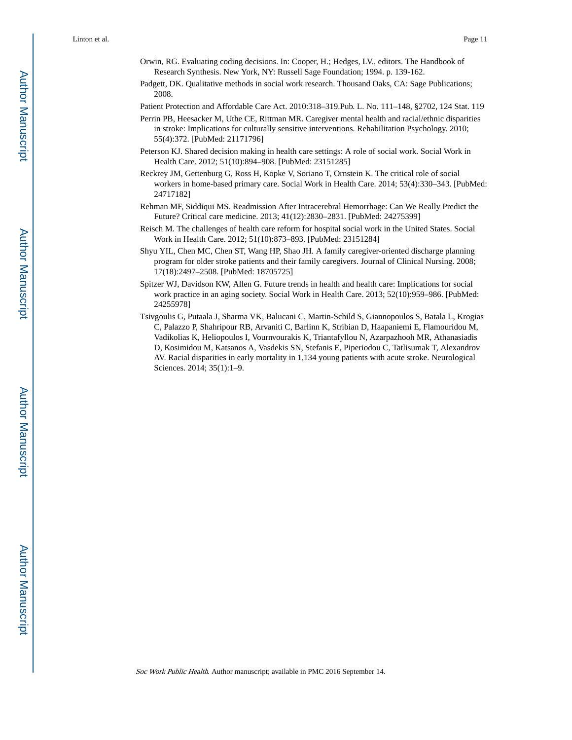Orwin, RG. Evaluating coding decisions. In: Cooper, H.; Hedges, LV., editors. The Handbook of Research Synthesis. New York, NY: Russell Sage Foundation; 1994. p. 139-162.

Padgett, DK. Qualitative methods in social work research. Thousand Oaks, CA: Sage Publications; 2008.

Patient Protection and Affordable Care Act. 2010:318–319.Pub. L. No. 111–148, §2702, 124 Stat. 119

Perrin PB, Heesacker M, Uthe CE, Rittman MR. Caregiver mental health and racial/ethnic disparities in stroke: Implications for culturally sensitive interventions. Rehabilitation Psychology. 2010; 55(4):372. [PubMed: 21171796]

Peterson KJ. Shared decision making in health care settings: A role of social work. Social Work in Health Care. 2012; 51(10):894–908. [PubMed: 23151285]

Reckrey JM, Gettenburg G, Ross H, Kopke V, Soriano T, Ornstein K. The critical role of social workers in home-based primary care. Social Work in Health Care. 2014; 53(4):330–343. [PubMed: 24717182]

Rehman MF, Siddiqui MS. Readmission After Intracerebral Hemorrhage: Can We Really Predict the Future? Critical care medicine. 2013; 41(12):2830–2831. [PubMed: 24275399]

Reisch M. The challenges of health care reform for hospital social work in the United States. Social Work in Health Care. 2012; 51(10):873–893. [PubMed: 23151284]

Shyu YIL, Chen MC, Chen ST, Wang HP, Shao JH. A family caregiver-oriented discharge planning program for older stroke patients and their family caregivers. Journal of Clinical Nursing. 2008; 17(18):2497–2508. [PubMed: 18705725]

Spitzer WJ, Davidson KW, Allen G. Future trends in health and health care: Implications for social work practice in an aging society. Social Work in Health Care. 2013; 52(10):959–986. [PubMed: 24255978]

Tsivgoulis G, Putaala J, Sharma VK, Balucani C, Martin-Schild S, Giannopoulos S, Batala L, Krogias C, Palazzo P, Shahripour RB, Arvaniti C, Barlinn K, Stribian D, Haapaniemi E, Flamouridou M, Vadikolias K, Heliopoulos I, Vournvourakis K, Triantafyllou N, Azarpazhooh MR, Athanasiadis D, Kosimidou M, Katsanos A, Vasdekis SN, Stefanis E, Piperiodou C, Tatlisumak T, Alexandrov AV. Racial disparities in early mortality in 1,134 young patients with acute stroke. Neurological Sciences. 2014; 35(1):1–9.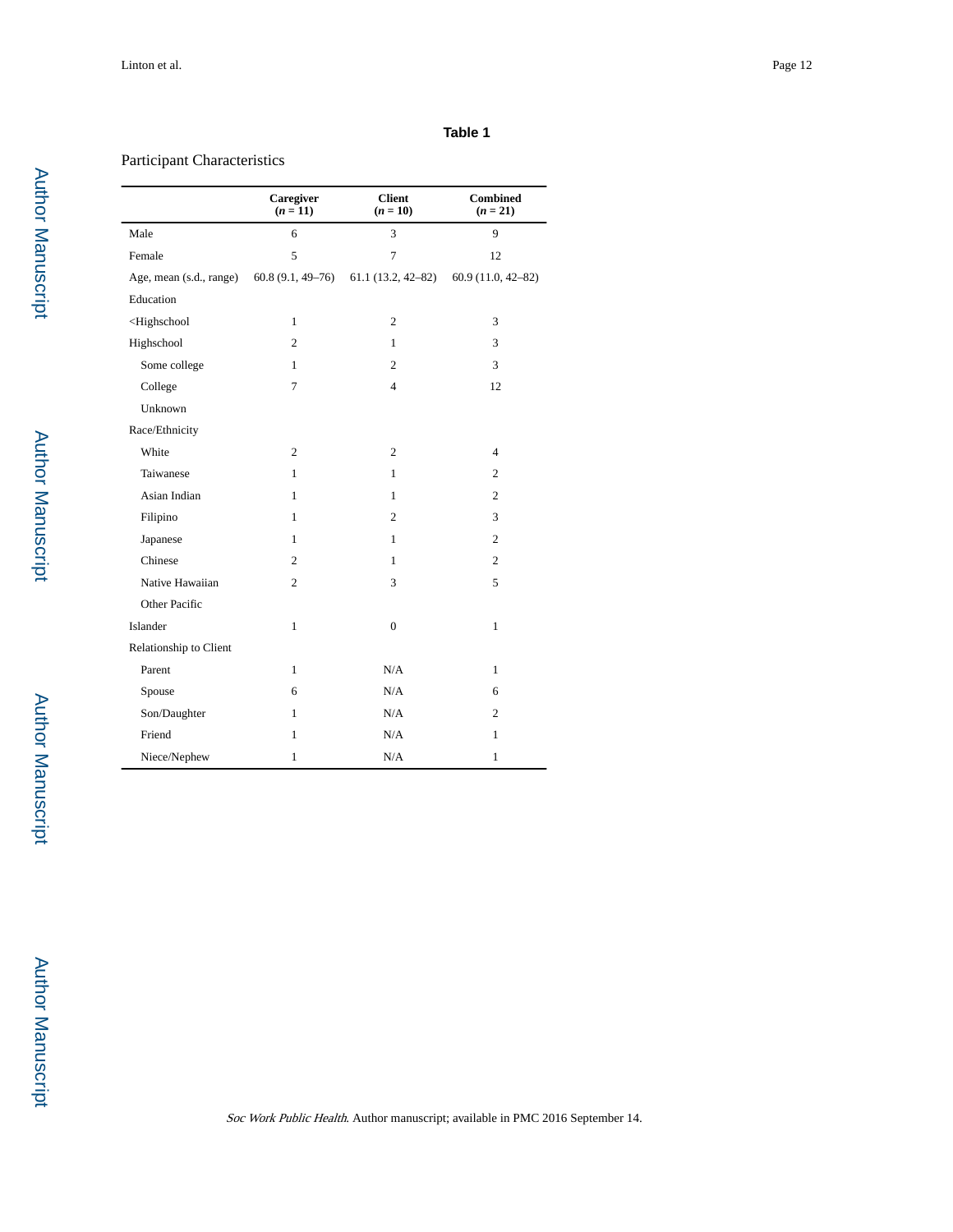**Table 1**

Participant Characteristics

| | Caregiver ($n$ = 11) | Client ($n$ = 10) | Combined ($n$ = 21) |
|---|---|---|---|
| Male | 6 | 3 | 9 |
| Female | 5 | 7 | 12 |
| Age, mean (s.d., range) | 60.8 (9.1, 49–76) | 61.1 (13.2, 42–82) | 60.9 (11.0, 42–82) |
| Education | | | |
| <Highschool | 1 | 2 | 3 |
| Highschool | 2 | 1 | 3 |
| Some college | 1 | 2 | 3 |
| College | 7 | 4 | 12 |
| Unknown | | | |
| Race/Ethnicity | | | |
| White | 2 | 2 | 4 |
| Taiwanese | 1 | 1 | 2 |
| Asian Indian | 1 | 1 | 2 |
| Filipino | 1 | 2 | 3 |
| Japanese | 1 | 1 | 2 |
| Chinese | 2 | 1 | 2 |
| Native Hawaiian | 2 | 3 | 5 |
| Other Pacific | | | |
| Islander | 1 | 0 | 1 |
| Relationship to Client | | | |
| Parent | 1 | N/A | 1 |
| Spouse | 6 | N/A | 6 |
| Son/Daughter | 1 | N/A | 2 |
| Friend | 1 | N/A | 1 |
| Niece/Nephew | 1 | N/A | 1 |